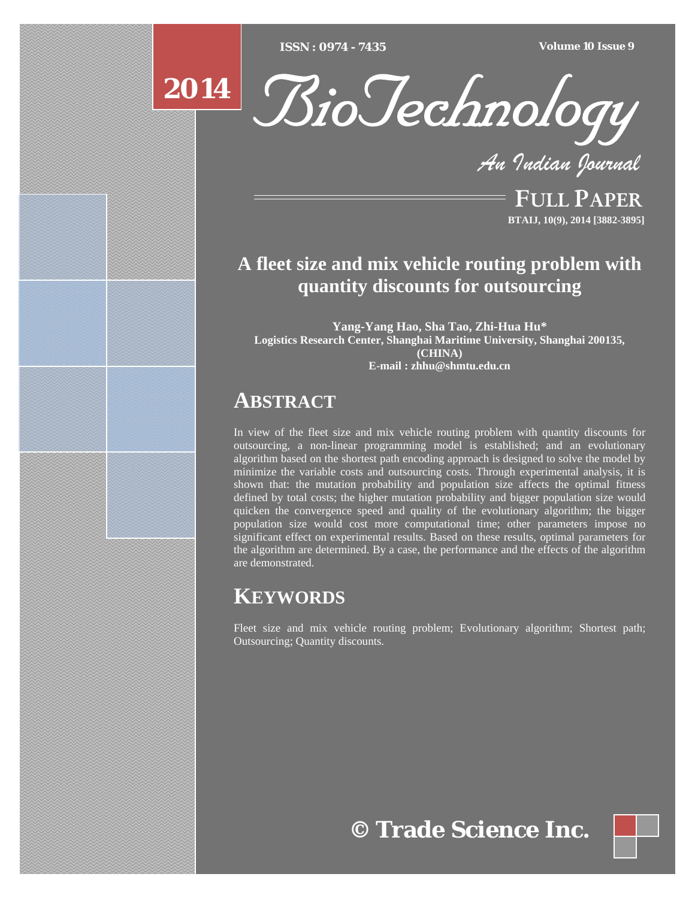ISSN : 0974 - 7435 Volume 10 Issue 9

2014

# BioTechnology

*An Indian Journal*

FULL PAPER

BTAIJ, 10(9), 2014 [3882-3895]

# A fleet size and mix vehicle routing problem with quantity discounts for outsourcing

**Yang-Yang Hao, Sha Tao, Zhi-Hua Hu***
**Logistics Research Center, Shanghai Maritime University, Shanghai 200135, (CHINA)**
**E-mail : zhhu@shmtu.edu.cn**

## ABSTRACT

In view of the fleet size and mix vehicle routing problem with quantity discounts for outsourcing, a non-linear programming model is established; and an evolutionary algorithm based on the shortest path encoding approach is designed to solve the model by minimize the variable costs and outsourcing costs. Through experimental analysis, it is shown that: the mutation probability and population size affects the optimal fitness defined by total costs; the higher mutation probability and bigger population size would quicken the convergence speed and quality of the evolutionary algorithm; the bigger population size would cost more computational time; other parameters impose no significant effect on experimental results. Based on these results, optimal parameters for the algorithm are determined. By a case, the performance and the effects of the algorithm are demonstrated.

## KEYWORDS

Fleet size and mix vehicle routing problem; Evolutionary algorithm; Shortest path; Outsourcing; Quantity discounts.

© Trade Science Inc.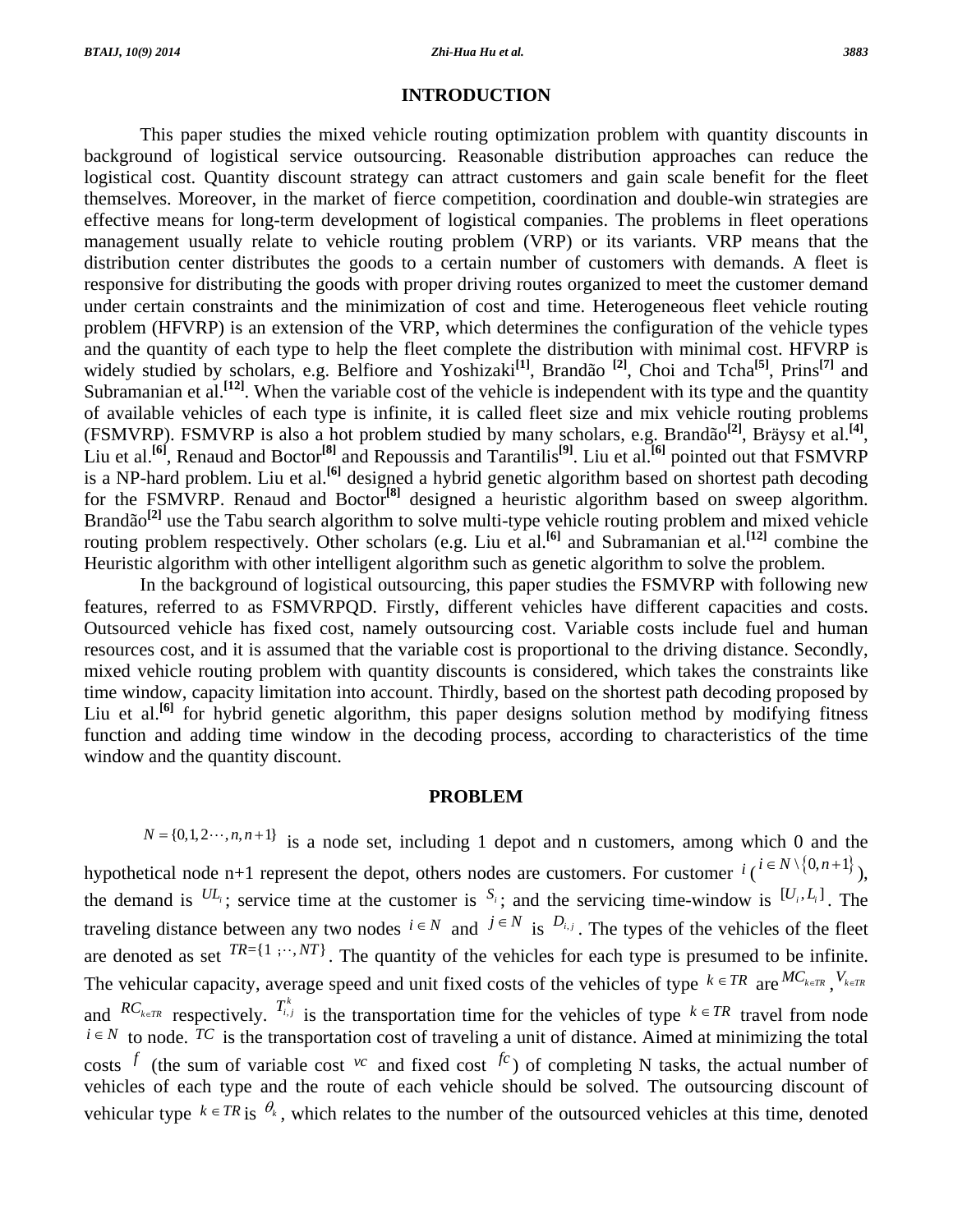## INTRODUCTION

This paper studies the mixed vehicle routing optimization problem with quantity discounts in background of logistical service outsourcing. Reasonable distribution approaches can reduce the logistical cost. Quantity discount strategy can attract customers and gain scale benefit for the fleet themselves. Moreover, in the market of fierce competition, coordination and double-win strategies are effective means for long-term development of logistical companies. The problems in fleet operations management usually relate to vehicle routing problem (VRP) or its variants. VRP means that the distribution center distributes the goods to a certain number of customers with demands. A fleet is responsive for distributing the goods with proper driving routes organized to meet the customer demand under certain constraints and the minimization of cost and time. Heterogeneous fleet vehicle routing problem (HFVRP) is an extension of the VRP, which determines the configuration of the vehicle types and the quantity of each type to help the fleet complete the distribution with minimal cost. HFVRP is widely studied by scholars, e.g. Belfiore and Yoshizaki[1], Brandão [2], Choi and Tcha[5], Prins[7] and Subramanian et al.[12]. When the variable cost of the vehicle is independent with its type and the quantity of available vehicles of each type is infinite, it is called fleet size and mix vehicle routing problems (FSMVRP). FSMVRP is also a hot problem studied by many scholars, e.g. Brandão[2], Bräysy et al.[4], Liu et al.[6], Renaud and Boctor[8] and Repoussis and Tarantilis[9]. Liu et al.[6] pointed out that FSMVRP is a NP-hard problem. Liu et al.[6] designed a hybrid genetic algorithm based on shortest path decoding for the FSMVRP. Renaud and Boctor[8] designed a heuristic algorithm based on sweep algorithm. Brandão[2] use the Tabu search algorithm to solve multi-type vehicle routing problem and mixed vehicle routing problem respectively. Other scholars (e.g. Liu et al.[6] and Subramanian et al.[12] combine the Heuristic algorithm with other intelligent algorithm such as genetic algorithm to solve the problem.

In the background of logistical outsourcing, this paper studies the FSMVRP with following new features, referred to as FSMVRPQD. Firstly, different vehicles have different capacities and costs. Outsourced vehicle has fixed cost, namely outsourcing cost. Variable costs include fuel and human resources cost, and it is assumed that the variable cost is proportional to the driving distance. Secondly, mixed vehicle routing problem with quantity discounts is considered, which takes the constraints like time window, capacity limitation into account. Thirdly, based on the shortest path decoding proposed by Liu et al.[6] for hybrid genetic algorithm, this paper designs solution method by modifying fitness function and adding time window in the decoding process, according to characteristics of the time window and the quantity discount.

## PROBLEM

$N=\{0,1,2\cdots,n,n+1\}$ is a node set, including 1 depot and n customers, among which 0 and the hypothetical node n+1 represent the depot, others nodes are customers. For customer $i$ ($i \in N \setminus \{0,n+1\}$), the demand is $UL_i$; service time at the customer is $S_i$; and the servicing time-window is $[U_i, L_i]$. The traveling distance between any two nodes $i \in N$ and $j \in N$ is $D_{i,j}$. The types of the vehicles of the fleet are denoted as set $TR=\{1;\cdots,NT\}$. The quantity of the vehicles for each type is presumed to be infinite. The vehicular capacity, average speed and unit fixed costs of the vehicles of type $k \in TR$ are $MC_{k\in TR}$, $V_{k\in TR}$ and $RC_{k\in TR}$ respectively. $T_{i,j}^{k}$ is the transportation time for the vehicles of type $k \in TR$ travel from node $i \in N$ to node. $TC$ is the transportation cost of traveling a unit of distance. Aimed at minimizing the total costs $f$ (the sum of variable cost $vc$ and fixed cost $fc$) of completing N tasks, the actual number of vehicles of each type and the route of each vehicle should be solved. The outsourcing discount of vehicular type $k \in TR$ is $\theta_k$, which relates to the number of the outsourced vehicles at this time, denoted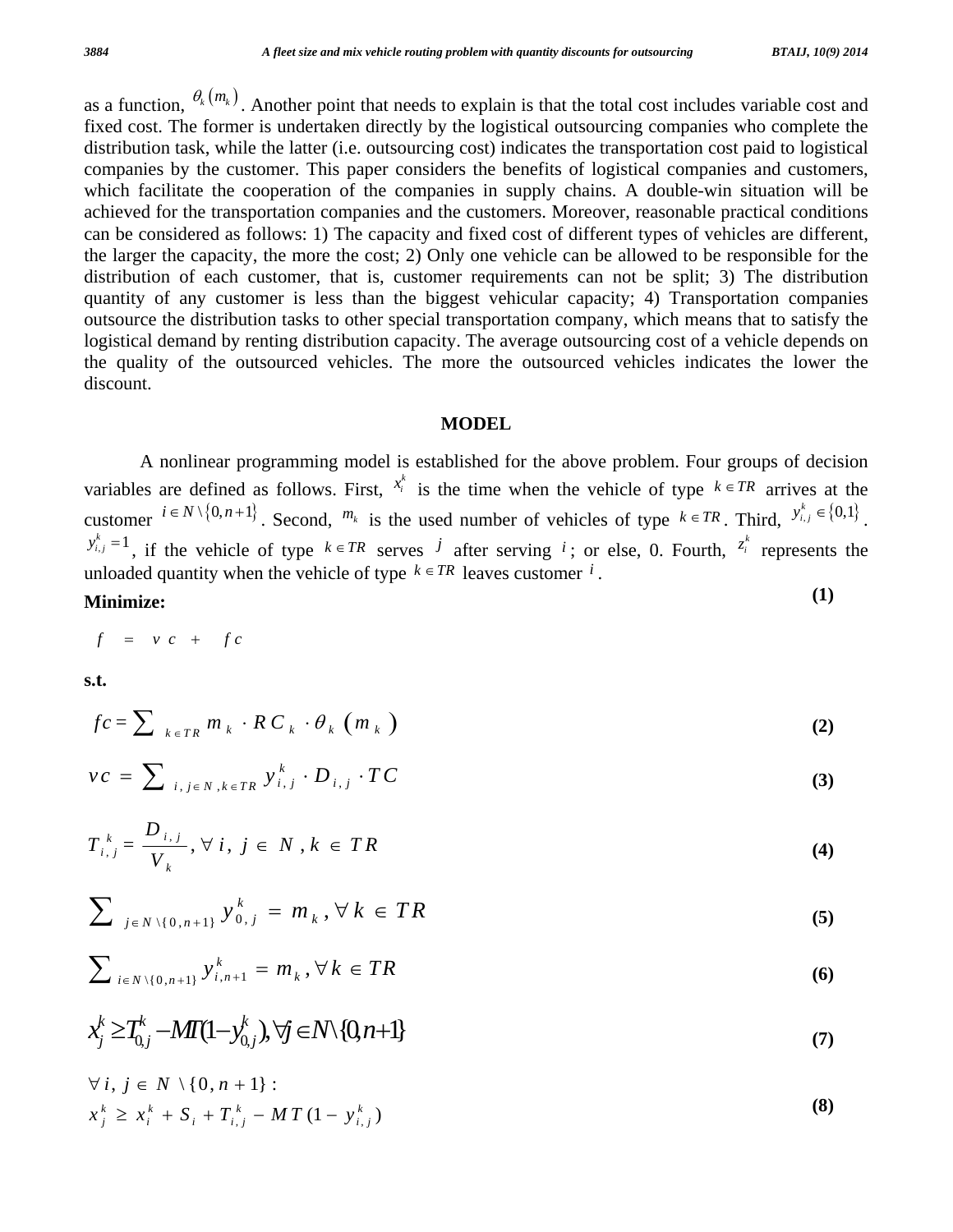as a function, $\theta_k(m_k)$. Another point that needs to explain is that the total cost includes variable cost and fixed cost. The former is undertaken directly by the logistical outsourcing companies who complete the distribution task, while the latter (i.e. outsourcing cost) indicates the transportation cost paid to logistical companies by the customer. This paper considers the benefits of logistical companies and customers, which facilitate the cooperation of the companies in supply chains. A double-win situation will be achieved for the transportation companies and the customers. Moreover, reasonable practical conditions can be considered as follows: 1) The capacity and fixed cost of different types of vehicles are different, the larger the capacity, the more the cost; 2) Only one vehicle can be allowed to be responsible for the distribution of each customer, that is, customer requirements can not be split; 3) The distribution quantity of any customer is less than the biggest vehicular capacity; 4) Transportation companies outsource the distribution tasks to other special transportation company, which means that to satisfy the logistical demand by renting distribution capacity. The average outsourcing cost of a vehicle depends on the quality of the outsourced vehicles. The more the outsourced vehicles indicates the lower the discount.

## MODEL

A nonlinear programming model is established for the above problem. Four groups of decision variables are defined as follows. First, $x_i^k$ is the time when the vehicle of type $k \in TR$ arrives at the customer $i \in N \setminus \{0, n+1\}$. Second, $m_k$ is the used number of vehicles of type $k \in TR$. Third, $y_{i,j}^k \in \{0,1\}$. $y_{i,j}^k = 1$, if the vehicle of type $k \in TR$ serves $j$ after serving $i$; or else, 0. Fourth, $z_i^k$ represents the unloaded quantity when the vehicle of type $k \in TR$ leaves customer $i$.

**Minimize:**

$$f = vc + fc \tag{1}$$

**s.t.**

$$fc = \sum_{k \in TR} m_k \cdot RC_k \cdot \theta_k(m_k) \tag{2}$$

$$vc = \sum_{i,j \in N, k \in TR} y_{i,j}^k \cdot D_{i,j} \cdot TC \tag{3}$$

$$T_{i,j}^k = \frac{D_{i,j}}{V_k}, \forall i, j \in N, k \in TR \tag{4}$$

$$\sum_{j \in N \setminus \{0, n+1\}} y_{0,j}^k = m_k, \forall k \in TR \tag{5}$$

$$\sum_{i \in N \setminus \{0, n+1\}} y_{i,n+1}^k = m_k, \forall k \in TR \tag{6}$$

$$x_j^k \geq T_{0,j}^k - MT(1 - y_{0,j}^k), \forall j \in N \setminus \{0, n+1\} \tag{7}$$

$$\forall i, j \in N \setminus \{0, n+1\}: \quad x_j^k \geq x_i^k + S_i + T_{i,j}^k - MT(1 - y_{i,j}^k) \tag{8}$$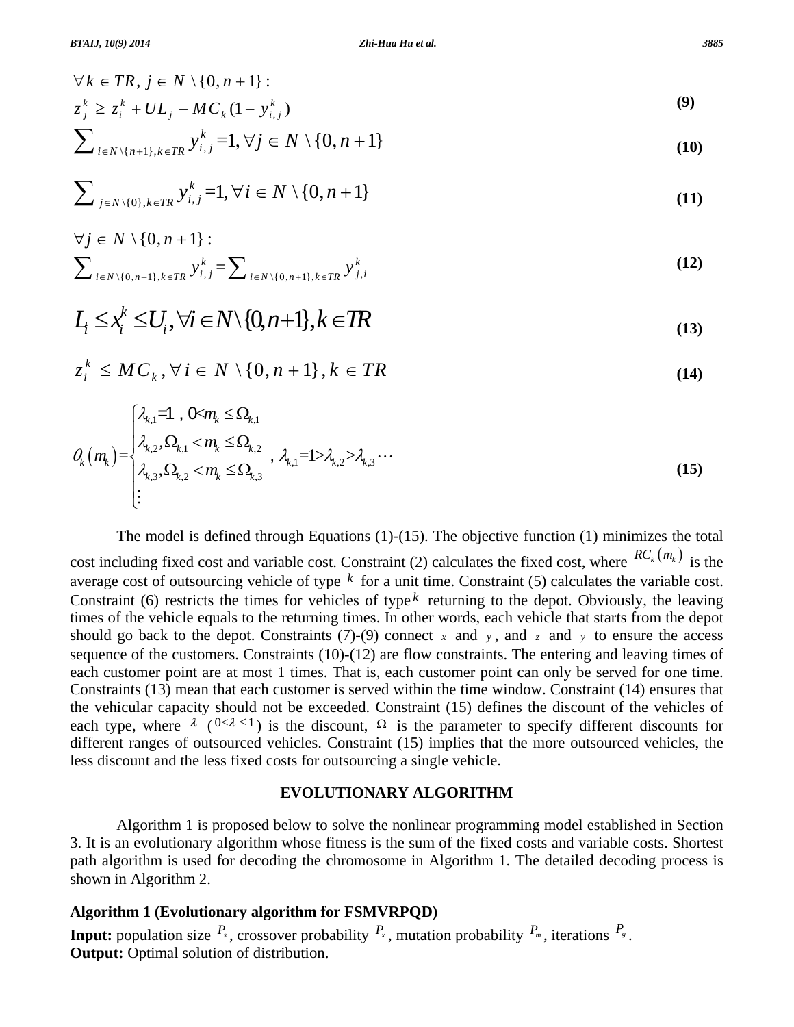$$\forall k \in TR,\ j \in N \setminus \{0, n+1\}:$$
$$z_j^k \geq z_i^k + UL_j - MC_k(1 - y_{i,j}^k) \tag{9}$$

$$\sum_{i \in N \setminus \{n+1\}, k \in TR} y_{i,j}^k = 1, \forall j \in N \setminus \{0, n+1\} \tag{10}$$

$$\sum_{j \in N \setminus \{0\}, k \in TR} y_{i,j}^k = 1, \forall i \in N \setminus \{0, n+1\} \tag{11}$$

$$\forall j \in N \setminus \{0, n+1\}:$$
$$\sum_{i \in N \setminus \{0, n+1\}, k \in TR} y_{i,j}^k = \sum_{i \in N \setminus \{0, n+1\}, k \in TR} y_{j,i}^k \tag{12}$$

$$L_i \leq x_i^k \leq U_i, \forall i \in N \setminus \{0, n+1\}, k \in TR \tag{13}$$

$$z_i^k \leq MC_k, \forall i \in N \setminus \{0, n+1\}, k \in TR \tag{14}$$

$$\theta_k(m_k) = \begin{cases} \lambda_{k,1} = 1\ ,\ 0 < m_k \leq \Omega_{k,1} \\ \lambda_{k,2}, \Omega_{k,1} < m_k \leq \Omega_{k,2} \\ \lambda_{k,3}, \Omega_{k,2} < m_k \leq \Omega_{k,3} \\ \vdots \end{cases} ,\ \lambda_{k,1} = 1 > \lambda_{k,2} > \lambda_{k,3} \cdots \tag{15}$$

The model is defined through Equations (1)-(15). The objective function (1) minimizes the total cost including fixed cost and variable cost. Constraint (2) calculates the fixed cost, where $RC_k(m_k)$ is the average cost of outsourcing vehicle of type $k$ for a unit time. Constraint (5) calculates the variable cost. Constraint (6) restricts the times for vehicles of type $k$ returning to the depot. Obviously, the leaving times of the vehicle equals to the returning times. In other words, each vehicle that starts from the depot should go back to the depot. Constraints (7)-(9) connect $x$ and $y$, and $z$ and $y$ to ensure the access sequence of the customers. Constraints (10)-(12) are flow constraints. The entering and leaving times of each customer point are at most 1 times. That is, each customer point can only be served for one time. Constraints (13) mean that each customer is served within the time window. Constraint (14) ensures that the vehicular capacity should not be exceeded. Constraint (15) defines the discount of the vehicles of each type, where $\lambda$ ($0 < \lambda \leq 1$) is the discount, $\Omega$ is the parameter to specify different discounts for different ranges of outsourced vehicles. Constraint (15) implies that the more outsourced vehicles, the less discount and the less fixed costs for outsourcing a single vehicle.

## EVOLUTIONARY ALGORITHM

Algorithm 1 is proposed below to solve the nonlinear programming model established in Section 3. It is an evolutionary algorithm whose fitness is the sum of the fixed costs and variable costs. Shortest path algorithm is used for decoding the chromosome in Algorithm 1. The detailed decoding process is shown in Algorithm 2.

**Algorithm 1 (Evolutionary algorithm for FSMVRPQD)**

**Input:** population size $P_s$, crossover probability $P_x$, mutation probability $P_m$, iterations $P_g$.
**Output:** Optimal solution of distribution.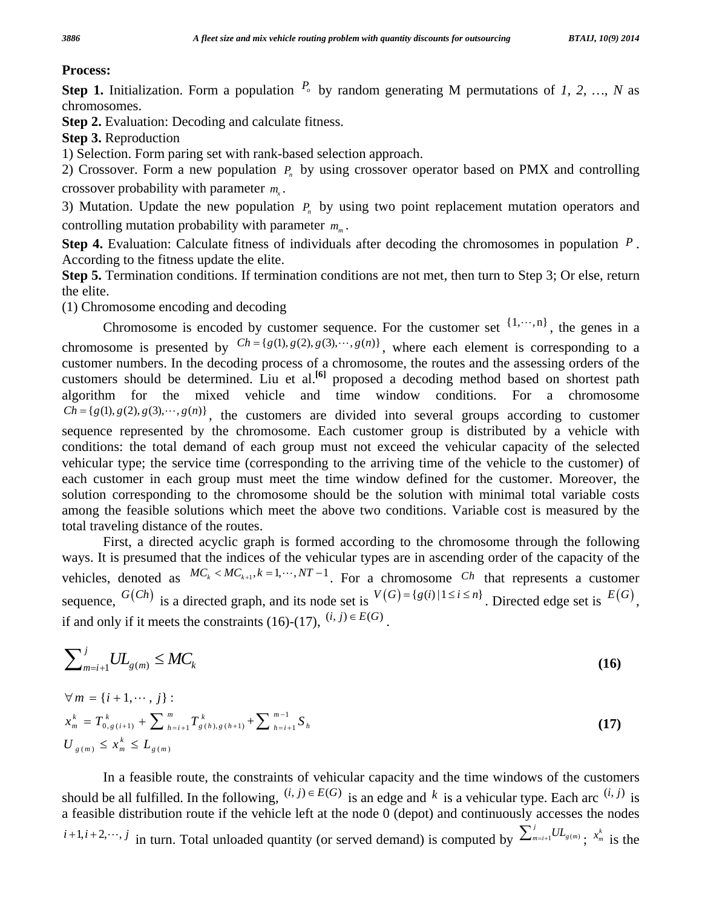**Process:**

**Step 1.** Initialization. Form a population $P_o$ by random generating M permutations of *1, 2, …, N* as chromosomes.

**Step 2.** Evaluation: Decoding and calculate fitness.

**Step 3.** Reproduction

1) Selection. Form paring set with rank-based selection approach.

2) Crossover. Form a new population $P_n$ by using crossover operator based on PMX and controlling crossover probability with parameter $m_x$.

3) Mutation. Update the new population $P_n$ by using two point replacement mutation operators and controlling mutation probability with parameter $m_m$.

**Step 4.** Evaluation: Calculate fitness of individuals after decoding the chromosomes in population $P$. According to the fitness update the elite.

**Step 5.** Termination conditions. If termination conditions are not met, then turn to Step 3; Or else, return the elite.

(1) Chromosome encoding and decoding

Chromosome is encoded by customer sequence. For the customer set $\{1,\cdots,n\}$, the genes in a chromosome is presented by $Ch = \{g(1), g(2), g(3), \cdots, g(n)\}$, where each element is corresponding to a customer numbers. In the decoding process of a chromosome, the routes and the assessing orders of the customers should be determined. Liu et al.[6] proposed a decoding method based on shortest path algorithm for the mixed vehicle and time window conditions. For a chromosome $Ch = \{g(1), g(2), g(3), \cdots, g(n)\}$, the customers are divided into several groups according to customer sequence represented by the chromosome. Each customer group is distributed by a vehicle with conditions: the total demand of each group must not exceed the vehicular capacity of the selected vehicular type; the service time (corresponding to the arriving time of the vehicle to the customer) of each customer in each group must meet the time window defined for the customer. Moreover, the solution corresponding to the chromosome should be the solution with minimal total variable costs among the feasible solutions which meet the above two conditions. Variable cost is measured by the total traveling distance of the routes.

First, a directed acyclic graph is formed according to the chromosome through the following ways. It is presumed that the indices of the vehicular types are in ascending order of the capacity of the vehicles, denoted as $MC_k < MC_{k+1}, k = 1, \cdots, NT-1$. For a chromosome $Ch$ that represents a customer sequence, $G(Ch)$ is a directed graph, and its node set is $V(G) = \{g(i) \mid 1 \le i \le n\}$. Directed edge set is $E(G)$, if and only if it meets the constraints (16)-(17), $(i, j) \in E(G)$.

$$\sum\nolimits_{m=i+1}^{j} UL_{g(m)} \le MC_k \tag{16}$$

$$\begin{aligned} &\forall m = \{i+1, \cdots, j\}: \\ &x_m^k = T_{0,g(i+1)}^k + \sum\nolimits_{h=i+1}^{m} T_{g(h),g(h+1)}^k + \sum\nolimits_{h=i+1}^{m-1} S_h \\ &U_{g(m)} \le x_m^k \le L_{g(m)} \end{aligned} \tag{17}$$

In a feasible route, the constraints of vehicular capacity and the time windows of the customers should be all fulfilled. In the following, $(i, j) \in E(G)$ is an edge and $k$ is a vehicular type. Each arc $(i, j)$ is a feasible distribution route if the vehicle left at the node 0 (depot) and continuously accesses the nodes $i+1, i+2, \cdots, j$ in turn. Total unloaded quantity (or served demand) is computed by $\sum\nolimits_{m=i+1}^{j} UL_{g(m)}$; $x_m^k$ is the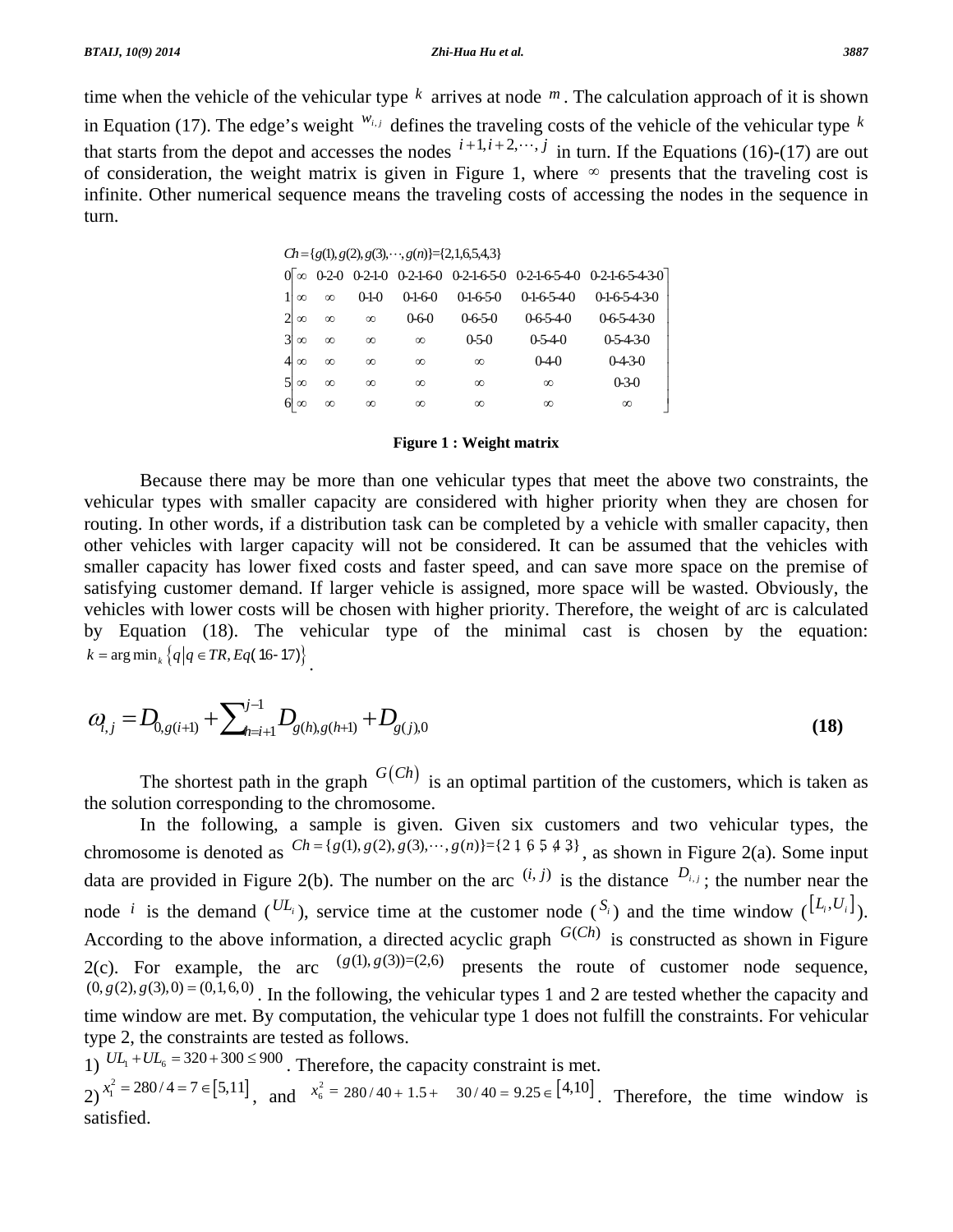time when the vehicle of the vehicular type $k$ arrives at node $m$. The calculation approach of it is shown in Equation (17). The edge's weight $w_{i,j}$ defines the traveling costs of the vehicle of the vehicular type $k$ that starts from the depot and accesses the nodes $i+1, i+2, \cdots, j$ in turn. If the Equations (16)-(17) are out of consideration, the weight matrix is given in Figure 1, where $\infty$ presents that the traveling cost is infinite. Other numerical sequence means the traveling costs of accessing the nodes in the sequence in turn.

$$Ch = \{g(1), g(2), g(3), \cdots, g(n)\} = \{2,1,6,5,4,3\}$$

$$\begin{matrix} 0 \\ 1 \\ 2 \\ 3 \\ 4 \\ 5 \\ 6 \end{matrix}\begin{bmatrix} \infty & 0\text{-}2\text{-}0 & 0\text{-}2\text{-}1\text{-}0 & 0\text{-}2\text{-}1\text{-}6\text{-}0 & 0\text{-}2\text{-}1\text{-}6\text{-}5\text{-}0 & 0\text{-}2\text{-}1\text{-}6\text{-}5\text{-}4\text{-}0 & 0\text{-}2\text{-}1\text{-}6\text{-}5\text{-}4\text{-}3\text{-}0 \\ \infty & \infty & 0\text{-}1\text{-}0 & 0\text{-}1\text{-}6\text{-}0 & 0\text{-}1\text{-}6\text{-}5\text{-}0 & 0\text{-}1\text{-}6\text{-}5\text{-}4\text{-}0 & 0\text{-}1\text{-}6\text{-}5\text{-}4\text{-}3\text{-}0 \\ \infty & \infty & \infty & 0\text{-}6\text{-}0 & 0\text{-}6\text{-}5\text{-}0 & 0\text{-}6\text{-}5\text{-}4\text{-}0 & 0\text{-}6\text{-}5\text{-}4\text{-}3\text{-}0 \\ \infty & \infty & \infty & \infty & 0\text{-}5\text{-}0 & 0\text{-}5\text{-}4\text{-}0 & 0\text{-}5\text{-}4\text{-}3\text{-}0 \\ \infty & \infty & \infty & \infty & \infty & 0\text{-}4\text{-}0 & 0\text{-}4\text{-}3\text{-}0 \\ \infty & \infty & \infty & \infty & \infty & \infty & 0\text{-}3\text{-}0 \\ \infty & \infty & \infty & \infty & \infty & \infty & \infty \end{bmatrix}$$

**Figure 1 : Weight matrix**

Because there may be more than one vehicular types that meet the above two constraints, the vehicular types with smaller capacity are considered with higher priority when they are chosen for routing. In other words, if a distribution task can be completed by a vehicle with smaller capacity, then other vehicles with larger capacity will not be considered. It can be assumed that the vehicles with smaller capacity has lower fixed costs and faster speed, and can save more space on the premise of satisfying customer demand. If larger vehicle is assigned, more space will be wasted. Obviously, the vehicles with lower costs will be chosen with higher priority. Therefore, the weight of arc is calculated by Equation (18). The vehicular type of the minimal cast is chosen by the equation: $k = \arg\min_k \{q \mid q \in TR, Eq(16\text{-}17)\}$.

$$\omega_{i,j} = D_{0,g(i+1)} + \sum_{h=i+1}^{j-1} D_{g(h),g(h+1)} + D_{g(j),0} \quad \textbf{(18)}$$

The shortest path in the graph $G(Ch)$ is an optimal partition of the customers, which is taken as the solution corresponding to the chromosome.

In the following, a sample is given. Given six customers and two vehicular types, the chromosome is denoted as $Ch = \{g(1), g(2), g(3), \cdots, g(n)\} = \{2\ 1\ 6\ 5\ 4\ 3\}$, as shown in Figure 2(a). Some input data are provided in Figure 2(b). The number on the arc $(i, j)$ is the distance $D_{i,j}$; the number near the node $i$ is the demand ($UL_i$), service time at the customer node ($S_i$) and the time window ($[L_i, U_i]$). According to the above information, a directed acyclic graph $G(Ch)$ is constructed as shown in Figure 2(c). For example, the arc $(g(1), g(3))=(2,6)$ presents the route of customer node sequence, $(0, g(2), g(3), 0) = (0,1,6,0)$. In the following, the vehicular types 1 and 2 are tested whether the capacity and time window are met. By computation, the vehicular type 1 does not fulfill the constraints. For vehicular type 2, the constraints are tested as follows.

1) $UL_1 + UL_6 = 320 + 300 \leq 900$. Therefore, the capacity constraint is met.

2) $x_1^2 = 280/4 = 7 \in [5,11]$, and $x_6^2 = 280/40 + 1.5 + 30/40 = 9.25 \in [4,10]$. Therefore, the time window is satisfied.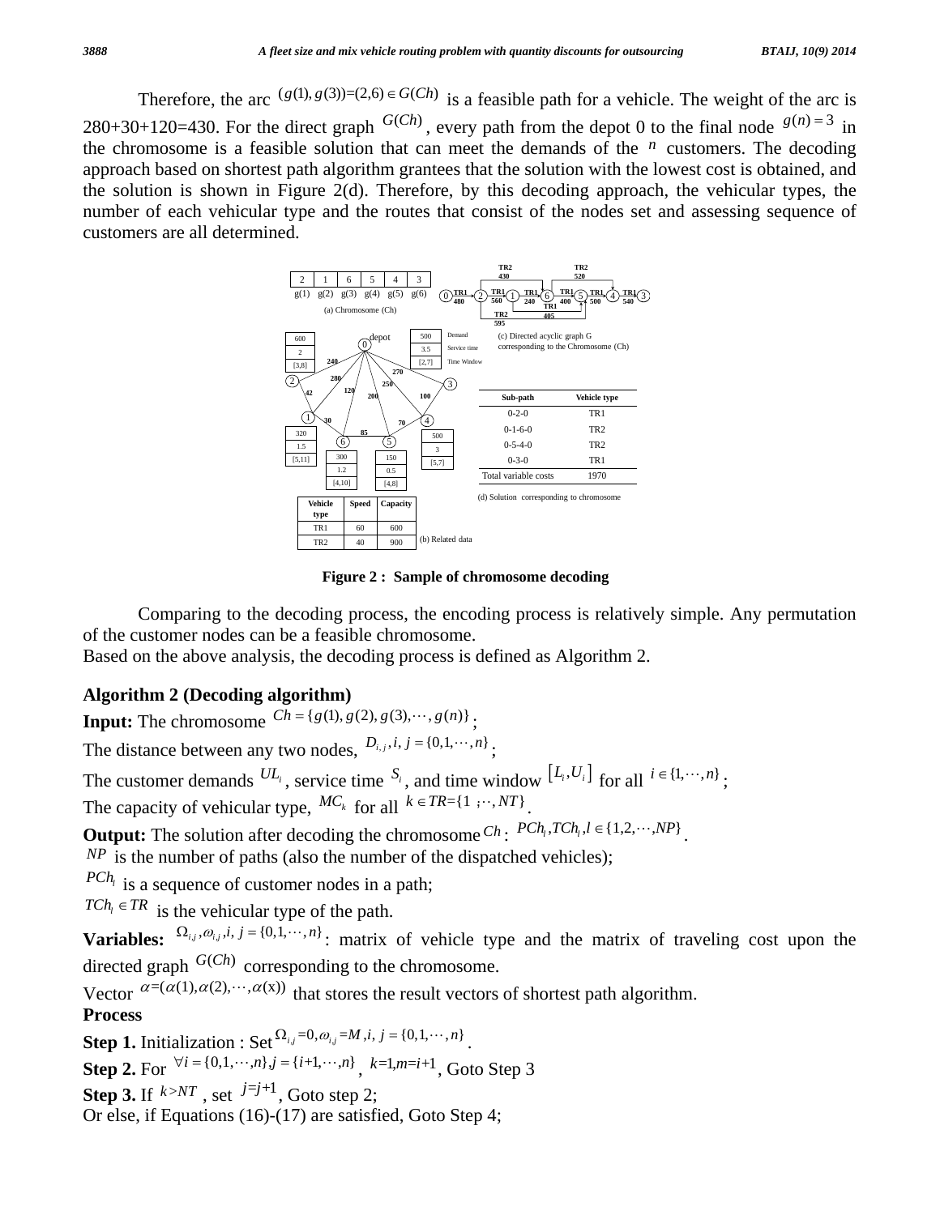Therefore, the arc $(g(1), g(3))=(2,6) \in G(Ch)$ is a feasible path for a vehicle. The weight of the arc is 280+30+120=430. For the direct graph $G(Ch)$, every path from the depot 0 to the final node $g(n)=3$ in the chromosome is a feasible solution that can meet the demands of the $n$ customers. The decoding approach based on shortest path algorithm grantees that the solution with the lowest cost is obtained, and the solution is shown in Figure 2(d). Therefore, by this decoding approach, the vehicular types, the number of each vehicular type and the routes that consist of the nodes set and assessing sequence of customers are all determined.

| 2 | 1 | 6 | 5 | 4 | 3 |
|---|---|---|---|---|---|
| g(1) | g(2) | g(3) | g(4) | g(5) | g(6) |

(a) Chromosome (Ch)

(c) Directed acyclic graph G corresponding to the Chromosome (Ch)

| Vehicle type | Speed | Capacity |
|---|---|---|
| TR1 | 60 | 600 |
| TR2 | 40 | 900 |

(b) Related data

| Sub-path | Vehicle type |
|---|---|
| 0-2-0 | TR1 |
| 0-1-6-0 | TR2 |
| 0-5-4-0 | TR2 |
| 0-3-0 | TR1 |
| Total variable costs | 1970 |

(d) Solution corresponding to chromosome

**Figure 2 : Sample of chromosome decoding**

Comparing to the decoding process, the encoding process is relatively simple. Any permutation of the customer nodes can be a feasible chromosome.

Based on the above analysis, the decoding process is defined as Algorithm 2.

**Algorithm 2 (Decoding algorithm)**

**Input:** The chromosome $Ch = \{g(1), g(2), g(3), \cdots, g(n)\}$;

The distance between any two nodes, $D_{i,j}, i, j = \{0,1,\cdots,n\}$;

The customer demands $UL_i$, service time $S_i$, and time window $[L_i, U_i]$ for all $i \in \{1,\cdots,n\}$;

The capacity of vehicular type, $MC_k$ for all $k \in TR=\{1,\cdots,NT\}$.

**Output:** The solution after decoding the chromosome $Ch$: $PCh_l, TCh_l, l \in \{1,2,\cdots,NP\}$.

$NP$ is the number of paths (also the number of the dispatched vehicles);

$PCh_l$ is a sequence of customer nodes in a path;

$TCh_l \in TR$ is the vehicular type of the path.

**Variables:** $\Omega_{i,j}, \omega_{i,j}, i, j = \{0,1,\cdots,n\}$: matrix of vehicle type and the matrix of traveling cost upon the directed graph $G(Ch)$ corresponding to the chromosome.

Vector $\alpha=(\alpha(1),\alpha(2),\cdots,\alpha(x))$ that stores the result vectors of shortest path algorithm.

**Process**

**Step 1.** Initialization : Set $\Omega_{i,j}=0, \omega_{i,j}=M, i, j = \{0,1,\cdots,n\}$.

**Step 2.** For $\forall i = \{0,1,\cdots,n\}, j = \{i+1,\cdots,n\}$, $k=1, m=i+1$, Goto Step 3

**Step 3.** If $k > NT$, set $j=j+1$, Goto step 2;

Or else, if Equations (16)-(17) are satisfied, Goto Step 4;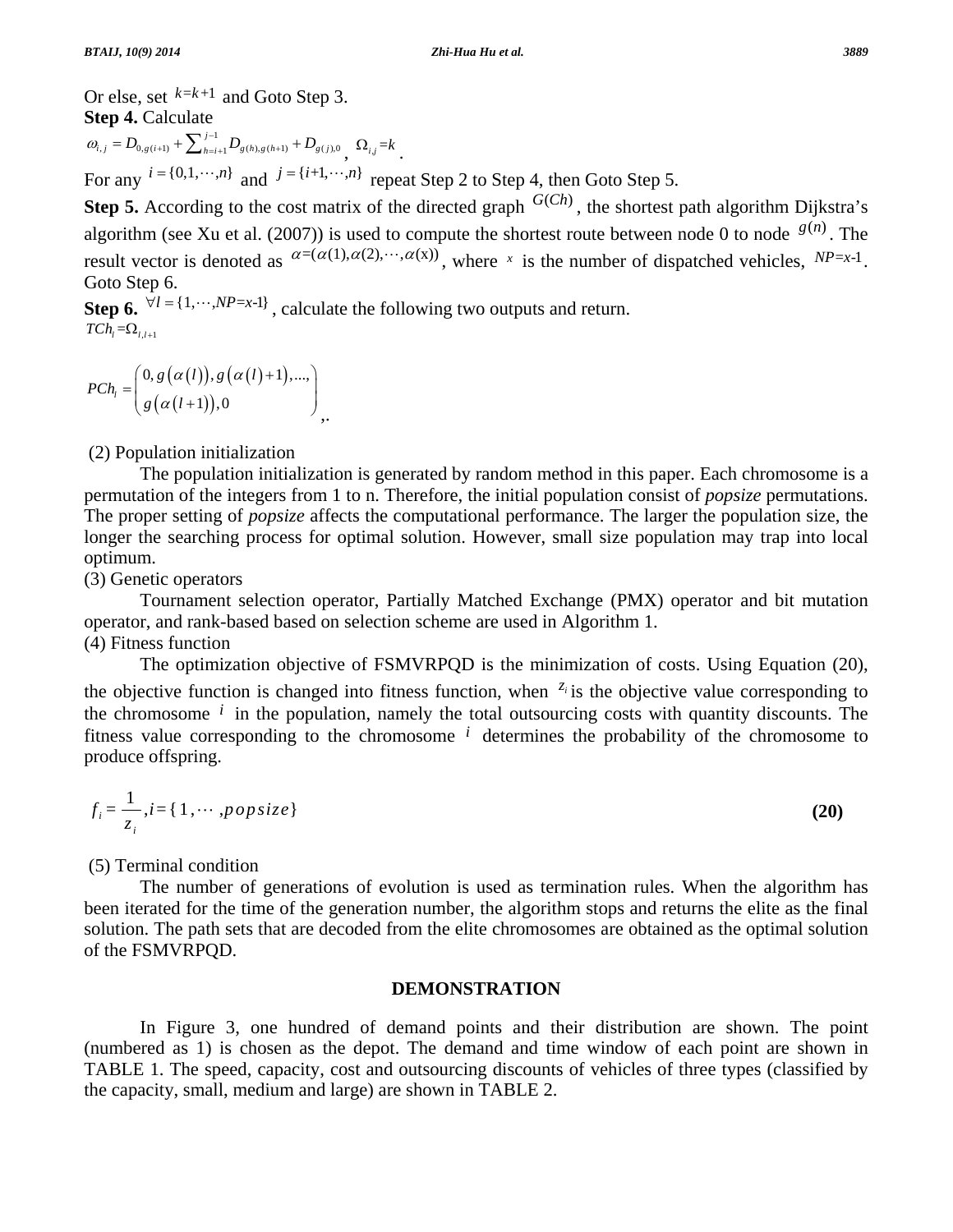Or else, set $k=k+1$ and Goto Step 3.

**Step 4.** Calculate

$\omega_{i,j} = D_{0,g(i+1)} + \sum_{h=i+1}^{j-1} D_{g(h),g(h+1)} + D_{g(j),0}$, $\Omega_{i,j}=k$.

For any $i=\{0,1,\cdots,n\}$ and $j=\{i+1,\cdots,n\}$ repeat Step 2 to Step 4, then Goto Step 5.

**Step 5.** According to the cost matrix of the directed graph $G(Ch)$, the shortest path algorithm Dijkstra's algorithm (see Xu et al. (2007)) is used to compute the shortest route between node 0 to node $g(n)$. The result vector is denoted as $\alpha=(\alpha(1),\alpha(2),\cdots,\alpha(x))$, where $x$ is the number of dispatched vehicles, $NP=x\text{-}1$. Goto Step 6.

**Step 6.** $\forall l=\{1,\cdots,NP=x\text{-}1\}$, calculate the following two outputs and return.

$TCh_l = \Omega_{l,l+1}$

$$PCh_l = \begin{pmatrix} 0, g(\alpha(l)), g(\alpha(l)+1),..., \\ g(\alpha(l+1)), 0 \end{pmatrix},.$$

(2) Population initialization

The population initialization is generated by random method in this paper. Each chromosome is a permutation of the integers from 1 to n. Therefore, the initial population consist of *popsize* permutations. The proper setting of *popsize* affects the computational performance. The larger the population size, the longer the searching process for optimal solution. However, small size population may trap into local optimum.

(3) Genetic operators

Tournament selection operator, Partially Matched Exchange (PMX) operator and bit mutation operator, and rank-based based on selection scheme are used in Algorithm 1.

(4) Fitness function

The optimization objective of FSMVRPQD is the minimization of costs. Using Equation (20), the objective function is changed into fitness function, when $z_i$ is the objective value corresponding to the chromosome $i$ in the population, namely the total outsourcing costs with quantity discounts. The fitness value corresponding to the chromosome $i$ determines the probability of the chromosome to produce offspring.

$$f_i = \frac{1}{z_i}, i=\{1,\cdots,popsize\} \quad \textbf{(20)}$$

(5) Terminal condition

The number of generations of evolution is used as termination rules. When the algorithm has been iterated for the time of the generation number, the algorithm stops and returns the elite as the final solution. The path sets that are decoded from the elite chromosomes are obtained as the optimal solution of the FSMVRPQD.

## DEMONSTRATION

In Figure 3, one hundred of demand points and their distribution are shown. The point (numbered as 1) is chosen as the depot. The demand and time window of each point are shown in TABLE 1. The speed, capacity, cost and outsourcing discounts of vehicles of three types (classified by the capacity, small, medium and large) are shown in TABLE 2.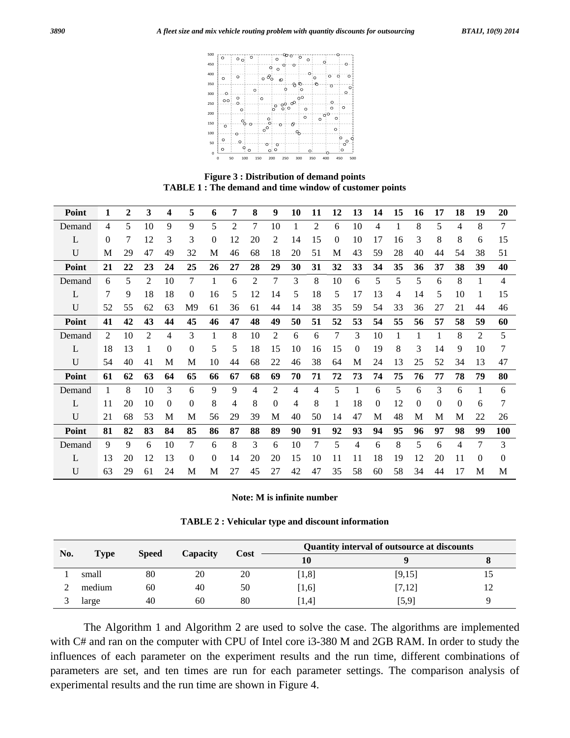**Figure 3 : Distribution of demand points**

**TABLE 1 : The demand and time window of customer points**

| Point | 1 | 2 | 3 | 4 | 5 | 6 | 7 | 8 | 9 | 10 | 11 | 12 | 13 | 14 | 15 | 16 | 17 | 18 | 19 | 20 |
|---|---|---|---|---|---|---|---|---|---|---|---|---|---|---|---|---|---|---|---|---|
| Demand | 4 | 5 | 10 | 9 | 9 | 5 | 2 | 7 | 10 | 1 | 2 | 6 | 10 | 4 | 1 | 8 | 5 | 4 | 8 | 7 |
| L | 0 | 7 | 12 | 3 | 3 | 0 | 12 | 20 | 2 | 14 | 15 | 0 | 10 | 17 | 16 | 3 | 8 | 8 | 6 | 15 |
| U | M | 29 | 47 | 49 | 32 | M | 46 | 68 | 18 | 20 | 51 | M | 43 | 59 | 28 | 40 | 44 | 54 | 38 | 51 |
| **Point** | **21** | **22** | **23** | **24** | **25** | **26** | **27** | **28** | **29** | **30** | **31** | **32** | **33** | **34** | **35** | **36** | **37** | **38** | **39** | **40** |
| Demand | 6 | 5 | 2 | 10 | 7 | 1 | 6 | 2 | 7 | 3 | 8 | 10 | 6 | 5 | 5 | 5 | 6 | 8 | 1 | 4 |
| L | 7 | 9 | 18 | 18 | 0 | 16 | 5 | 12 | 14 | 5 | 18 | 5 | 17 | 13 | 4 | 14 | 5 | 10 | 1 | 15 |
| U | 52 | 55 | 62 | 63 | M9 | 61 | 36 | 61 | 44 | 14 | 38 | 35 | 59 | 54 | 33 | 36 | 27 | 21 | 44 | 46 |
| **Point** | **41** | **42** | **43** | **44** | **45** | **46** | **47** | **48** | **49** | **50** | **51** | **52** | **53** | **54** | **55** | **56** | **57** | **58** | **59** | **60** |
| Demand | 2 | 10 | 2 | 4 | 3 | 1 | 8 | 10 | 2 | 6 | 6 | 7 | 3 | 10 | 1 | 1 | 1 | 8 | 2 | 5 |
| L | 18 | 13 | 1 | 0 | 0 | 5 | 5 | 18 | 15 | 10 | 16 | 15 | 0 | 19 | 8 | 3 | 14 | 9 | 10 | 7 |
| U | 54 | 40 | 41 | M | M | 10 | 44 | 68 | 22 | 46 | 38 | 64 | M | 24 | 13 | 25 | 52 | 34 | 13 | 47 |
| **Point** | **61** | **62** | **63** | **64** | **65** | **66** | **67** | **68** | **69** | **70** | **71** | **72** | **73** | **74** | **75** | **76** | **77** | **78** | **79** | **80** |
| Demand | 1 | 8 | 10 | 3 | 6 | 9 | 9 | 4 | 2 | 4 | 4 | 5 | 1 | 6 | 5 | 6 | 3 | 6 | 1 | 6 |
| L | 11 | 20 | 10 | 0 | 0 | 8 | 4 | 8 | 0 | 4 | 8 | 1 | 18 | 0 | 12 | 0 | 0 | 0 | 6 | 7 |
| U | 21 | 68 | 53 | M | M | 56 | 29 | 39 | M | 40 | 50 | 14 | 47 | M | 48 | M | M | M | 22 | 26 |
| **Point** | **81** | **82** | **83** | **84** | **85** | **86** | **87** | **88** | **89** | **90** | **91** | **92** | **93** | **94** | **95** | **96** | **97** | **98** | **99** | **100** |
| Demand | 9 | 9 | 6 | 10 | 7 | 6 | 8 | 3 | 6 | 10 | 7 | 5 | 4 | 6 | 8 | 5 | 6 | 4 | 7 | 3 |
| L | 13 | 20 | 12 | 13 | 0 | 0 | 14 | 20 | 20 | 15 | 10 | 11 | 11 | 18 | 19 | 12 | 20 | 11 | 0 | 0 |
| U | 63 | 29 | 61 | 24 | M | M | 27 | 45 | 27 | 42 | 47 | 35 | 58 | 60 | 58 | 34 | 44 | 17 | M | M |

**Note: M is infinite number**

**TABLE 2 : Vehicular type and discount information**

| No. | Type | Speed | Capacity | Cost | Quantity interval of outsource at discounts | | |
|---|---|---|---|---|---|---|---|
| | | | | | **10** | **9** | **8** |
| 1 | small | 80 | 20 | 20 | [1,8] | [9,15] | 15 |
| 2 | medium | 60 | 40 | 50 | [1,6] | [7,12] | 12 |
| 3 | large | 40 | 60 | 80 | [1,4] | [5,9] | 9 |

The Algorithm 1 and Algorithm 2 are used to solve the case. The algorithms are implemented with C# and ran on the computer with CPU of Intel core i3-380 M and 2GB RAM. In order to study the influences of each parameter on the experiment results and the run time, different combinations of parameters are set, and ten times are run for each parameter settings. The comparison analysis of experimental results and the run time are shown in Figure 4.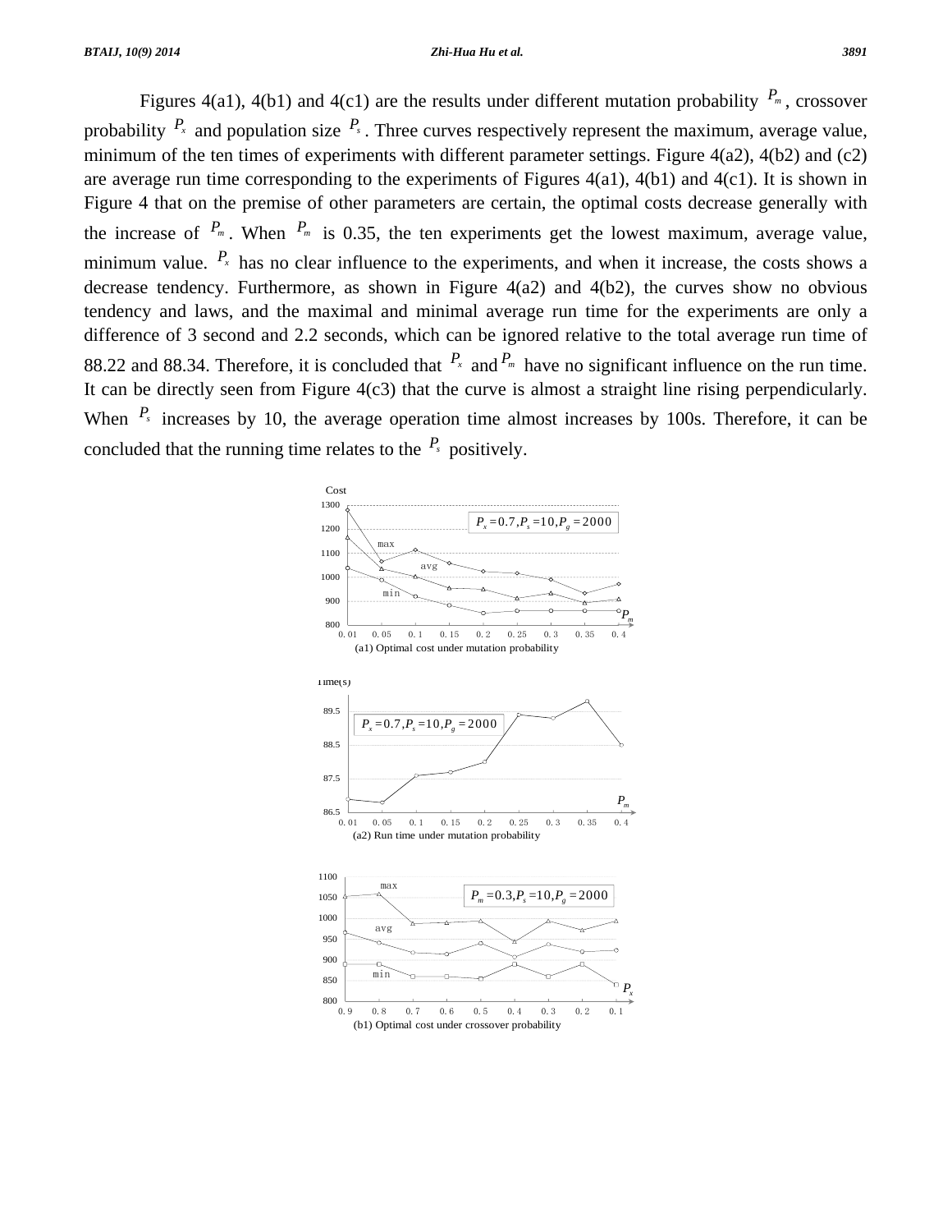Figures 4(a1), 4(b1) and 4(c1) are the results under different mutation probability $P_m$, crossover probability $P_x$ and population size $P_s$. Three curves respectively represent the maximum, average value, minimum of the ten times of experiments with different parameter settings. Figure 4(a2), 4(b2) and (c2) are average run time corresponding to the experiments of Figures 4(a1), 4(b1) and 4(c1). It is shown in Figure 4 that on the premise of other parameters are certain, the optimal costs decrease generally with the increase of $P_m$. When $P_m$ is 0.35, the ten experiments get the lowest maximum, average value, minimum value. $P_x$ has no clear influence to the experiments, and when it increase, the costs shows a decrease tendency. Furthermore, as shown in Figure 4(a2) and 4(b2), the curves show no obvious tendency and laws, and the maximal and minimal average run time for the experiments are only a difference of 3 second and 2.2 seconds, which can be ignored relative to the total average run time of 88.22 and 88.34. Therefore, it is concluded that $P_x$ and $P_m$ have no significant influence on the run time. It can be directly seen from Figure 4(c3) that the curve is almost a straight line rising perpendicularly. When $P_s$ increases by 10, the average operation time almost increases by 100s. Therefore, it can be concluded that the running time relates to the $P_s$ positively.

(a1) Optimal cost under mutation probability

(a2) Run time under mutation probability

(b1) Optimal cost under crossover probability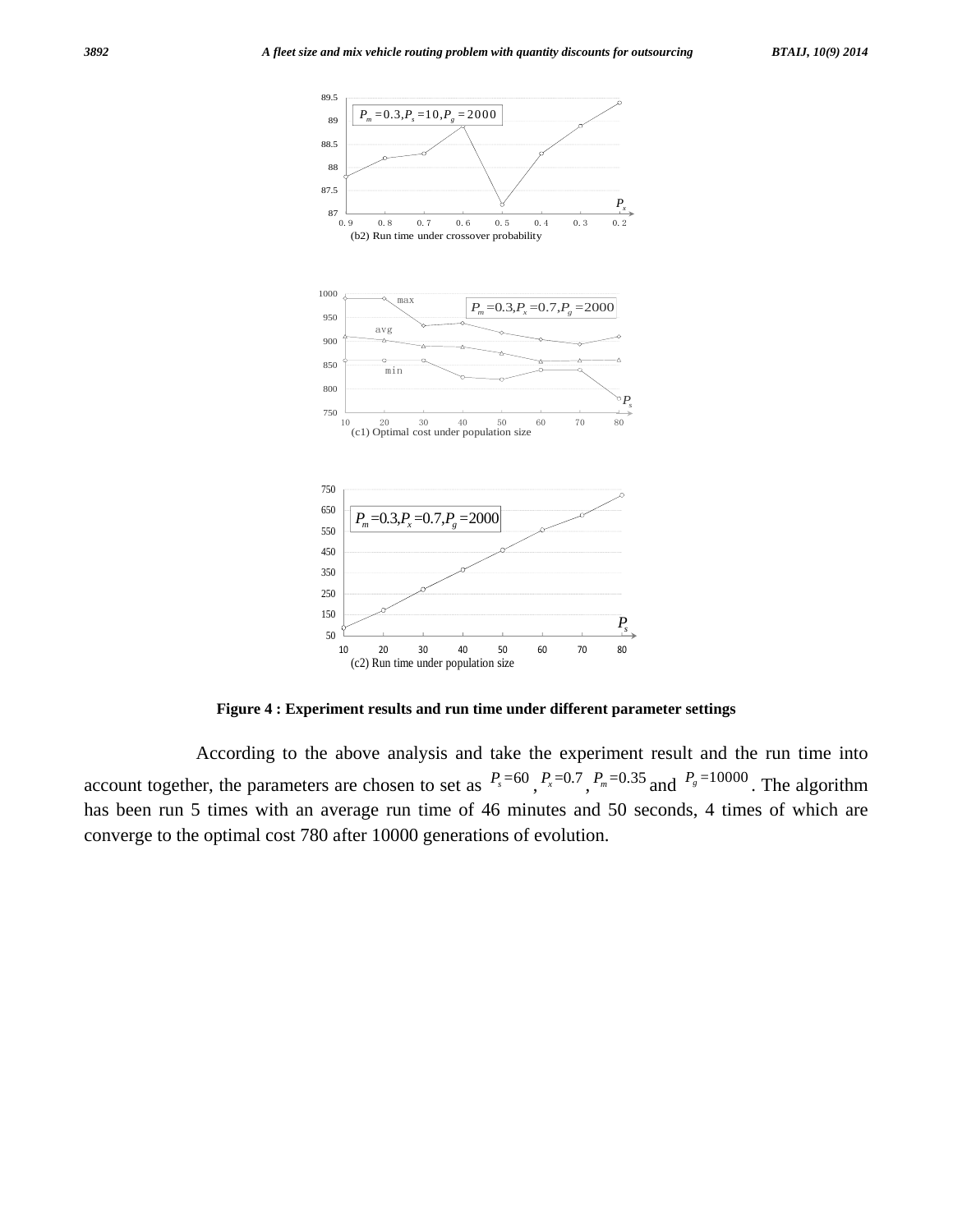(b2) Run time under crossover probability

(c1) Optimal cost under population size

(c2) Run time under population size

**Figure 4 : Experiment results and run time under different parameter settings**

According to the above analysis and take the experiment result and the run time into account together, the parameters are chosen to set as $P_s = 60$, $P_x = 0.7$, $P_m = 0.35$ and $P_g = 10000$. The algorithm has been run 5 times with an average run time of 46 minutes and 50 seconds, 4 times of which are converge to the optimal cost 780 after 10000 generations of evolution.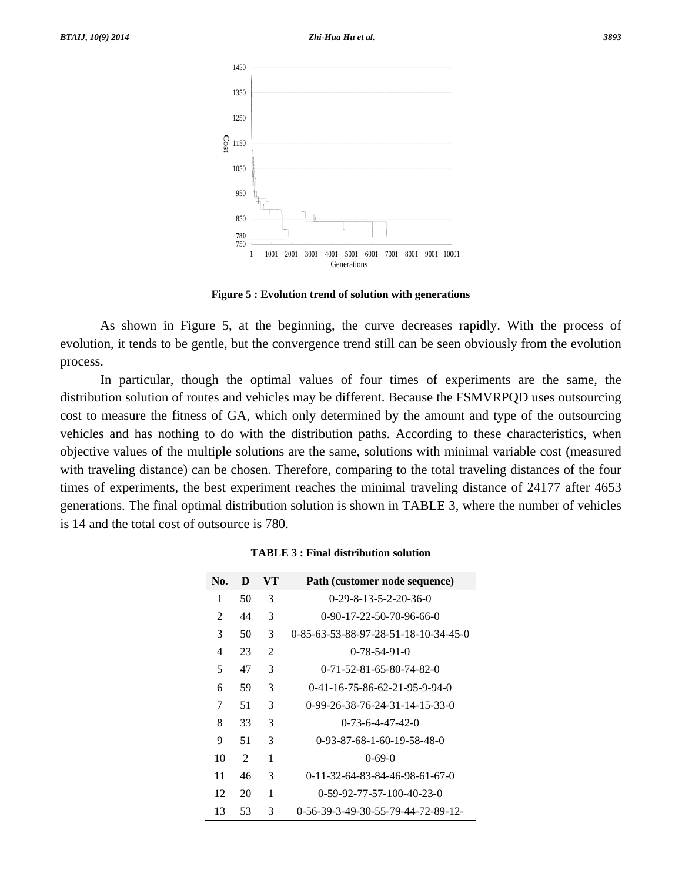**Figure 5 : Evolution trend of solution with generations**

As shown in Figure 5, at the beginning, the curve decreases rapidly. With the process of evolution, it tends to be gentle, but the convergence trend still can be seen obviously from the evolution process.

In particular, though the optimal values of four times of experiments are the same, the distribution solution of routes and vehicles may be different. Because the FSMVRPQD uses outsourcing cost to measure the fitness of GA, which only determined by the amount and type of the outsourcing vehicles and has nothing to do with the distribution paths. According to these characteristics, when objective values of the multiple solutions are the same, solutions with minimal variable cost (measured with traveling distance) can be chosen. Therefore, comparing to the total traveling distances of the four times of experiments, the best experiment reaches the minimal traveling distance of 24177 after 4653 generations. The final optimal distribution solution is shown in TABLE 3, where the number of vehicles is 14 and the total cost of outsource is 780.

**TABLE 3 : Final distribution solution**

| No. | D | VT | Path (customer node sequence) |
|---|---|---|---|
| 1 | 50 | 3 | 0-29-8-13-5-2-20-36-0 |
| 2 | 44 | 3 | 0-90-17-22-50-70-96-66-0 |
| 3 | 50 | 3 | 0-85-63-53-88-97-28-51-18-10-34-45-0 |
| 4 | 23 | 2 | 0-78-54-91-0 |
| 5 | 47 | 3 | 0-71-52-81-65-80-74-82-0 |
| 6 | 59 | 3 | 0-41-16-75-86-62-21-95-9-94-0 |
| 7 | 51 | 3 | 0-99-26-38-76-24-31-14-15-33-0 |
| 8 | 33 | 3 | 0-73-6-4-47-42-0 |
| 9 | 51 | 3 | 0-93-87-68-1-60-19-58-48-0 |
| 10 | 2 | 1 | 0-69-0 |
| 11 | 46 | 3 | 0-11-32-64-83-84-46-98-61-67-0 |
| 12 | 20 | 1 | 0-59-92-77-57-100-40-23-0 |
| 13 | 53 | 3 | 0-56-39-3-49-30-55-79-44-72-89-12- |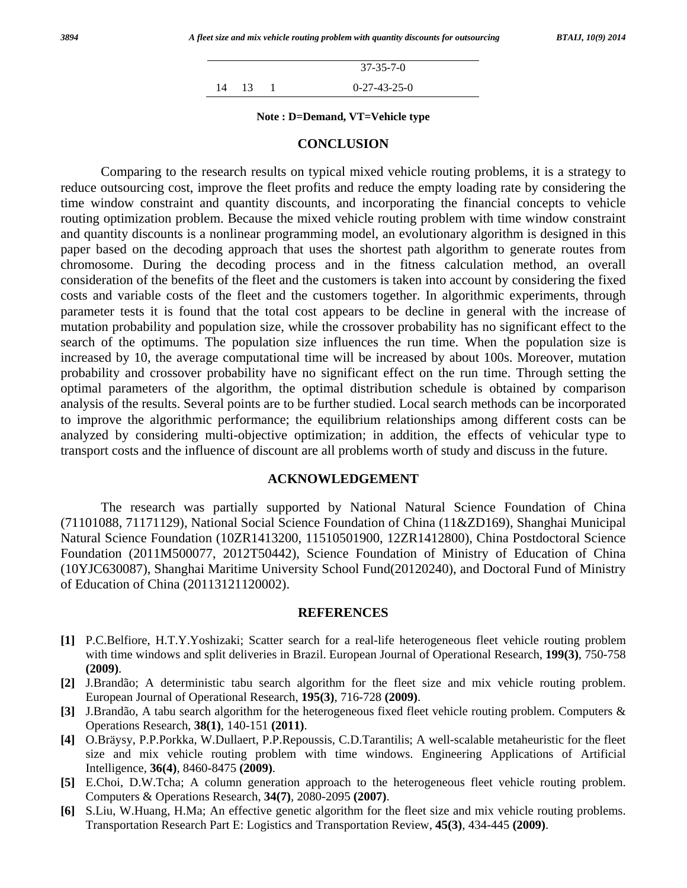| | | | |
|---|---|---|---|
| | | | 37-35-7-0 |
| 14 | 13 | 1 | 0-27-43-25-0 |

**Note : D=Demand, VT=Vehicle type**

## CONCLUSION

Comparing to the research results on typical mixed vehicle routing problems, it is a strategy to reduce outsourcing cost, improve the fleet profits and reduce the empty loading rate by considering the time window constraint and quantity discounts, and incorporating the financial concepts to vehicle routing optimization problem. Because the mixed vehicle routing problem with time window constraint and quantity discounts is a nonlinear programming model, an evolutionary algorithm is designed in this paper based on the decoding approach that uses the shortest path algorithm to generate routes from chromosome. During the decoding process and in the fitness calculation method, an overall consideration of the benefits of the fleet and the customers is taken into account by considering the fixed costs and variable costs of the fleet and the customers together. In algorithmic experiments, through parameter tests it is found that the total cost appears to be decline in general with the increase of mutation probability and population size, while the crossover probability has no significant effect to the search of the optimums. The population size influences the run time. When the population size is increased by 10, the average computational time will be increased by about 100s. Moreover, mutation probability and crossover probability have no significant effect on the run time. Through setting the optimal parameters of the algorithm, the optimal distribution schedule is obtained by comparison analysis of the results. Several points are to be further studied. Local search methods can be incorporated to improve the algorithmic performance; the equilibrium relationships among different costs can be analyzed by considering multi-objective optimization; in addition, the effects of vehicular type to transport costs and the influence of discount are all problems worth of study and discuss in the future.

## ACKNOWLEDGEMENT

The research was partially supported by National Natural Science Foundation of China (71101088, 71171129), National Social Science Foundation of China (11&ZD169), Shanghai Municipal Natural Science Foundation (10ZR1413200, 11510501900, 12ZR1412800), China Postdoctoral Science Foundation (2011M500077, 2012T50442), Science Foundation of Ministry of Education of China (10YJC630087), Shanghai Maritime University School Fund(20120240), and Doctoral Fund of Ministry of Education of China (20113121120002).

## REFERENCES

**[1]** P.C.Belfiore, H.T.Y.Yoshizaki; Scatter search for a real-life heterogeneous fleet vehicle routing problem with time windows and split deliveries in Brazil. European Journal of Operational Research, **199(3)**, 750-758 **(2009)**.

**[2]** J.Brandão; A deterministic tabu search algorithm for the fleet size and mix vehicle routing problem. European Journal of Operational Research, **195(3)**, 716-728 **(2009)**.

**[3]** J.Brandão, A tabu search algorithm for the heterogeneous fixed fleet vehicle routing problem. Computers & Operations Research, **38(1)**, 140-151 **(2011)**.

**[4]** O.Bräysy, P.P.Porkka, W.Dullaert, P.P.Repoussis, C.D.Tarantilis; A well-scalable metaheuristic for the fleet size and mix vehicle routing problem with time windows. Engineering Applications of Artificial Intelligence, **36(4)**, 8460-8475 **(2009)**.

**[5]** E.Choi, D.W.Tcha; A column generation approach to the heterogeneous fleet vehicle routing problem. Computers & Operations Research, **34(7)**, 2080-2095 **(2007)**.

**[6]** S.Liu, W.Huang, H.Ma; An effective genetic algorithm for the fleet size and mix vehicle routing problems. Transportation Research Part E: Logistics and Transportation Review, **45(3)**, 434-445 **(2009)**.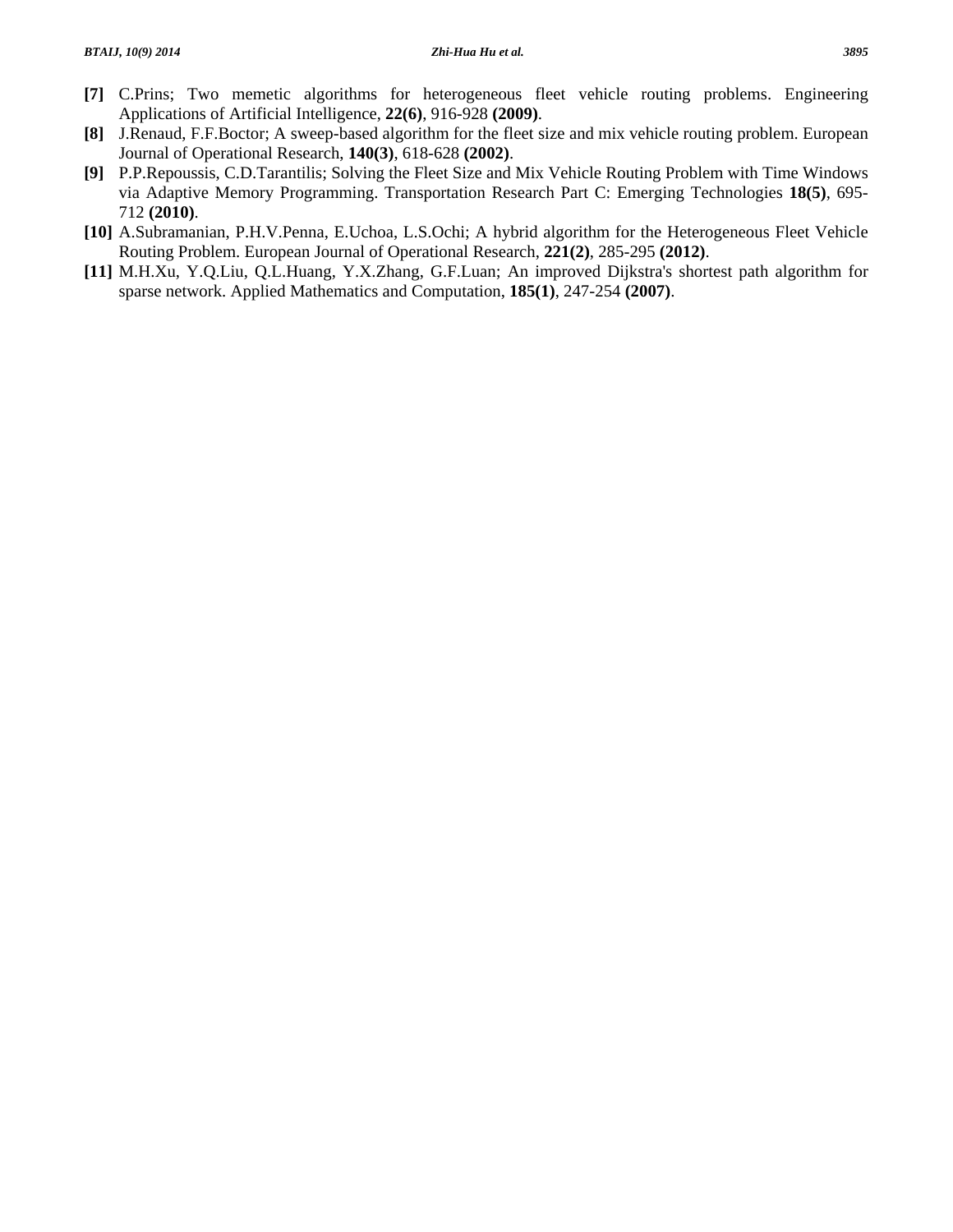**[7]** C.Prins; Two memetic algorithms for heterogeneous fleet vehicle routing problems. Engineering Applications of Artificial Intelligence, **22(6)**, 916-928 **(2009)**.

**[8]** J.Renaud, F.F.Boctor; A sweep-based algorithm for the fleet size and mix vehicle routing problem. European Journal of Operational Research, **140(3)**, 618-628 **(2002)**.

**[9]** P.P.Repoussis, C.D.Tarantilis; Solving the Fleet Size and Mix Vehicle Routing Problem with Time Windows via Adaptive Memory Programming. Transportation Research Part C: Emerging Technologies **18(5)**, 695-712 **(2010)**.

**[10]** A.Subramanian, P.H.V.Penna, E.Uchoa, L.S.Ochi; A hybrid algorithm for the Heterogeneous Fleet Vehicle Routing Problem. European Journal of Operational Research, **221(2)**, 285-295 **(2012)**.

**[11]** M.H.Xu, Y.Q.Liu, Q.L.Huang, Y.X.Zhang, G.F.Luan; An improved Dijkstra's shortest path algorithm for sparse network. Applied Mathematics and Computation, **185(1)**, 247-254 **(2007)**.